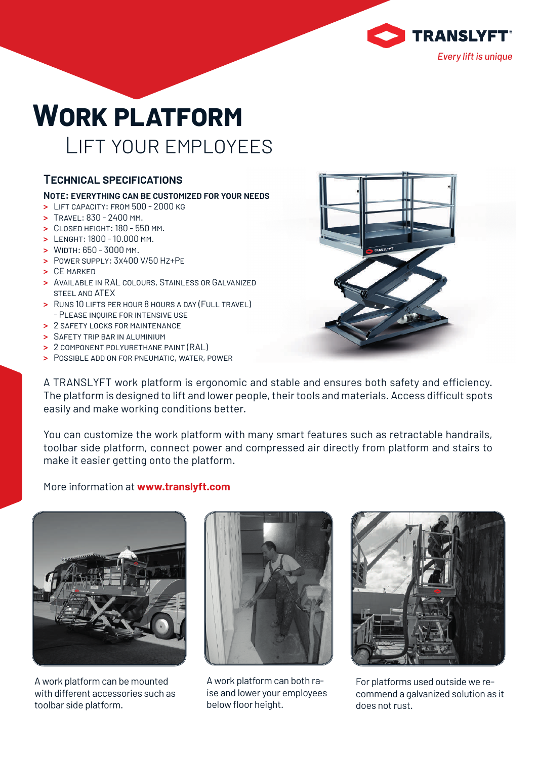TRANSLYFT®

*Every lift is unique*

# Work platform

## Lift your employees

### Technical specifications

**Note: everything can be customized for your needs**

- Lift capacity: from 500 - 2000 kg
- Travel: 830 - 2400 mm.
- Closed height: 180 - 550 mm.
- Lenght: 1800 - 10.000 mm.
- Width: 650 - 3000 mm.
- Power supply: 3x400 V/50 Hz+PE
- CE marked
- Available in RAL colours, Stainless or Galvanized steel and ATEX
- Runs 10 lifts per hour 8 hours a day (full travel) - Please inquire for intensive use
- 2 safety locks for maintenance
- Safety trip bar in aluminium
- 2 component polyurethane paint (RAL)
- Possible add on for pneumatic, water, power

A TRANSLYFT work platform is ergonomic and stable and ensures both safety and efficiency. The platform is designed to lift and lower people, their tools and materials. Access difficult spots easily and make working conditions better.

You can customize the work platform with many smart features such as retractable handrails, toolbar side platform, connect power and compressed air directly from platform and stairs to make it easier getting onto the platform.

More information at **www.translyft.com**

A work platform can be mounted with different accessories such as toolbar side platform.

A work platform can both raise and lower your employees below floor height.

For platforms used outside we recommend a galvanized solution as it does not rust.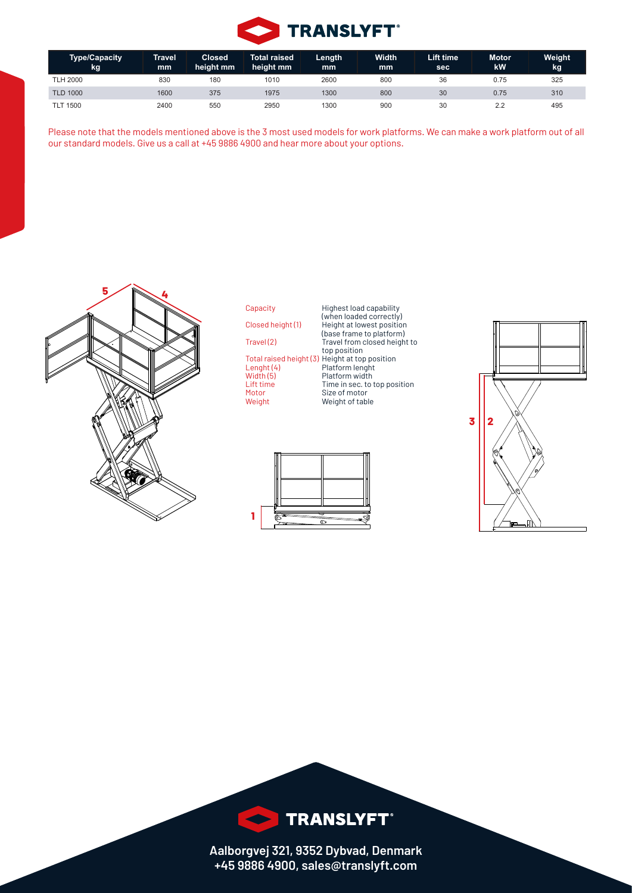| Type/Capacity kg | Travel mm | Closed height mm | Total raised height mm | Length mm | Width mm | Lift time sec | Motor kW | Weight kg |
|---|---|---|---|---|---|---|---|---|
| TLH 2000 | 830 | 180 | 1010 | 2600 | 800 | 36 | 0.75 | 325 |
| TLD 1000 | 1600 | 375 | 1975 | 1300 | 800 | 30 | 0.75 | 310 |
| TLT 1500 | 2400 | 550 | 2950 | 1300 | 900 | 30 | 2.2 | 495 |

Please note that the models mentioned above is the 3 most used models for work platforms. We can make a work platform out of all our standard models. Give us a call at +45 9886 4900 and hear more about your options.

| | |
|---|---|
| Capacity | Highest load capability (when loaded correctly) |
| Closed height (1) | Height at lowest position (base frame to platform) |
| Travel (2) | Travel from closed height to top position |
| Total raised height (3) | Height at top position |
| Lenght (4) | Platform lenght |
| Width (5) | Platform width |
| Lift time | Time in sec. to top position |
| Motor | Size of motor |
| Weight | Weight of table |

5
4
1
3
2

**TRANSLYFT®**

**Aalborgvej 321, 9352 Dybvad, Denmark**
**+45 9886 4900, sales@translyft.com**